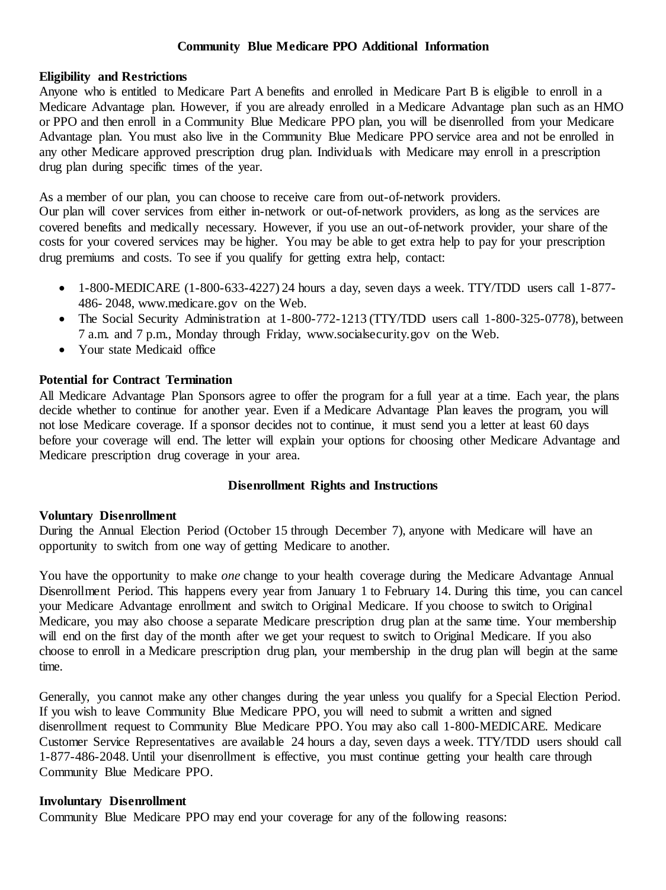## Community Blue Medicare PPO Additional Information

**Eligibility and Restrictions**

Anyone who is entitled to Medicare Part A benefits and enrolled in Medicare Part B is eligible to enroll in a Medicare Advantage plan. However, if you are already enrolled in a Medicare Advantage plan such as an HMO or PPO and then enroll in a Community Blue Medicare PPO plan, you will be disenrolled from your Medicare Advantage plan. You must also live in the Community Blue Medicare PPO service area and not be enrolled in any other Medicare approved prescription drug plan. Individuals with Medicare may enroll in a prescription drug plan during specific times of the year.

As a member of our plan, you can choose to receive care from out-of-network providers.
Our plan will cover services from either in-network or out-of-network providers, as long as the services are covered benefits and medically necessary. However, if you use an out-of-network provider, your share of the costs for your covered services may be higher. You may be able to get extra help to pay for your prescription drug premiums and costs. To see if you qualify for getting extra help, contact:

- 1-800-MEDICARE (1-800-633-4227) 24 hours a day, seven days a week. TTY/TDD users call 1-877-486- 2048, www.medicare.gov on the Web.
- The Social Security Administration at 1-800-772-1213 (TTY/TDD users call 1-800-325-0778), between 7 a.m. and 7 p.m., Monday through Friday, www.socialsecurity.gov on the Web.
- Your state Medicaid office

**Potential for Contract Termination**

All Medicare Advantage Plan Sponsors agree to offer the program for a full year at a time. Each year, the plans decide whether to continue for another year. Even if a Medicare Advantage Plan leaves the program, you will not lose Medicare coverage. If a sponsor decides not to continue, it must send you a letter at least 60 days before your coverage will end. The letter will explain your options for choosing other Medicare Advantage and Medicare prescription drug coverage in your area.

## Disenrollment Rights and Instructions

**Voluntary Disenrollment**

During the Annual Election Period (October 15 through December 7), anyone with Medicare will have an opportunity to switch from one way of getting Medicare to another.

You have the opportunity to make *one* change to your health coverage during the Medicare Advantage Annual Disenrollment Period. This happens every year from January 1 to February 14. During this time, you can cancel your Medicare Advantage enrollment and switch to Original Medicare. If you choose to switch to Original Medicare, you may also choose a separate Medicare prescription drug plan at the same time. Your membership will end on the first day of the month after we get your request to switch to Original Medicare. If you also choose to enroll in a Medicare prescription drug plan, your membership in the drug plan will begin at the same time.

Generally, you cannot make any other changes during the year unless you qualify for a Special Election Period. If you wish to leave Community Blue Medicare PPO, you will need to submit a written and signed disenrollment request to Community Blue Medicare PPO. You may also call 1-800-MEDICARE. Medicare Customer Service Representatives are available 24 hours a day, seven days a week. TTY/TDD users should call 1-877-486-2048. Until your disenrollment is effective, you must continue getting your health care through Community Blue Medicare PPO.

**Involuntary Disenrollment**

Community Blue Medicare PPO may end your coverage for any of the following reasons: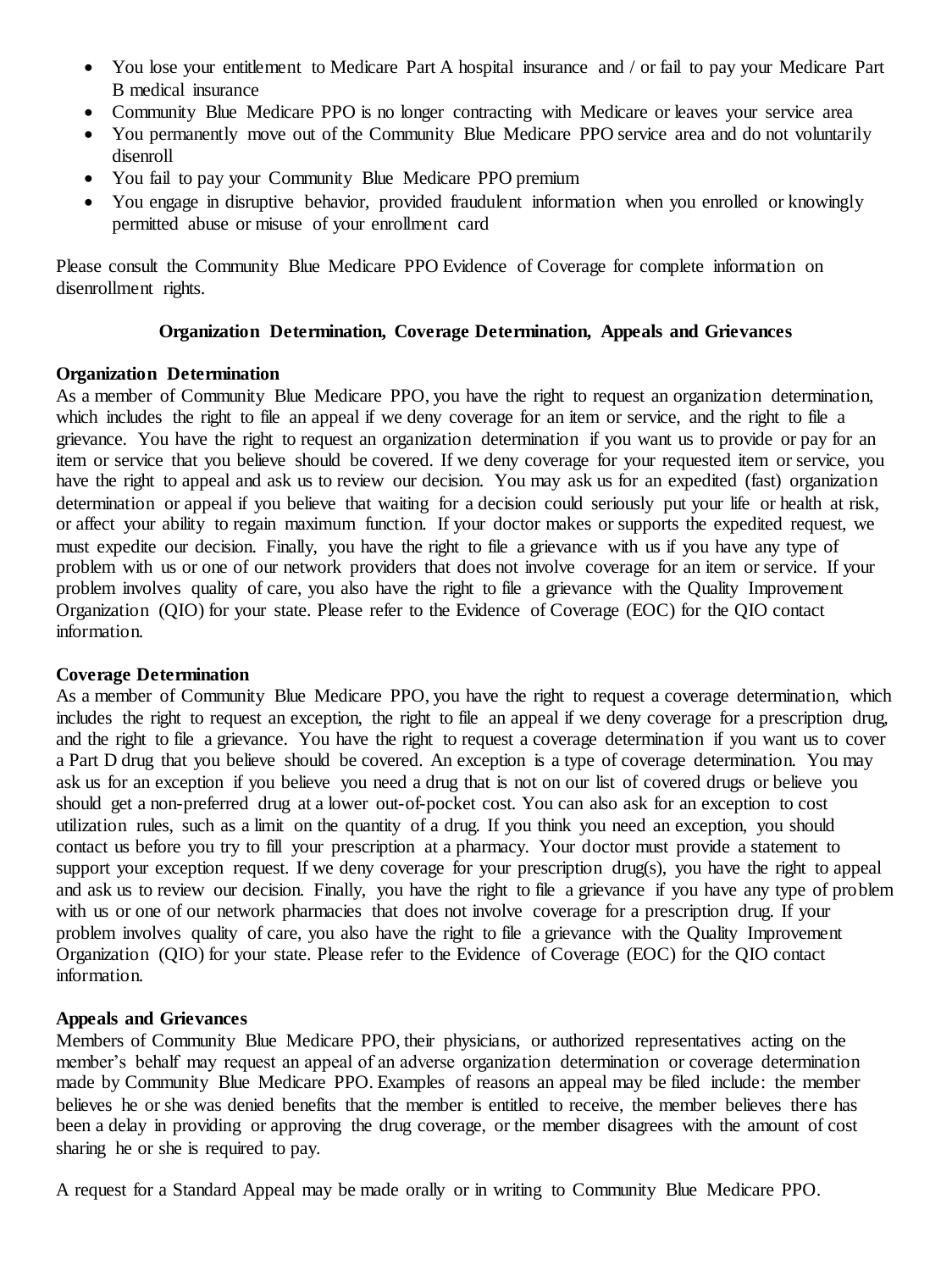- You lose your entitlement to Medicare Part A hospital insurance and / or fail to pay your Medicare Part B medical insurance
- Community Blue Medicare PPO is no longer contracting with Medicare or leaves your service area
- You permanently move out of the Community Blue Medicare PPO service area and do not voluntarily disenroll
- You fail to pay your Community Blue Medicare PPO premium
- You engage in disruptive behavior, provided fraudulent information when you enrolled or knowingly permitted abuse or misuse of your enrollment card

Please consult the Community Blue Medicare PPO Evidence of Coverage for complete information on disenrollment rights.

## Organization Determination, Coverage Determination, Appeals and Grievances

### Organization Determination

As a member of Community Blue Medicare PPO, you have the right to request an organization determination, which includes the right to file an appeal if we deny coverage for an item or service, and the right to file a grievance. You have the right to request an organization determination if you want us to provide or pay for an item or service that you believe should be covered. If we deny coverage for your requested item or service, you have the right to appeal and ask us to review our decision. You may ask us for an expedited (fast) organization determination or appeal if you believe that waiting for a decision could seriously put your life or health at risk, or affect your ability to regain maximum function. If your doctor makes or supports the expedited request, we must expedite our decision. Finally, you have the right to file a grievance with us if you have any type of problem with us or one of our network providers that does not involve coverage for an item or service. If your problem involves quality of care, you also have the right to file a grievance with the Quality Improvement Organization (QIO) for your state. Please refer to the Evidence of Coverage (EOC) for the QIO contact information.

### Coverage Determination

As a member of Community Blue Medicare PPO, you have the right to request a coverage determination, which includes the right to request an exception, the right to file an appeal if we deny coverage for a prescription drug, and the right to file a grievance. You have the right to request a coverage determination if you want us to cover a Part D drug that you believe should be covered. An exception is a type of coverage determination. You may ask us for an exception if you believe you need a drug that is not on our list of covered drugs or believe you should get a non-preferred drug at a lower out-of-pocket cost. You can also ask for an exception to cost utilization rules, such as a limit on the quantity of a drug. If you think you need an exception, you should contact us before you try to fill your prescription at a pharmacy. Your doctor must provide a statement to support your exception request. If we deny coverage for your prescription drug(s), you have the right to appeal and ask us to review our decision. Finally, you have the right to file a grievance if you have any type of problem with us or one of our network pharmacies that does not involve coverage for a prescription drug. If your problem involves quality of care, you also have the right to file a grievance with the Quality Improvement Organization (QIO) for your state. Please refer to the Evidence of Coverage (EOC) for the QIO contact information.

### Appeals and Grievances

Members of Community Blue Medicare PPO, their physicians, or authorized representatives acting on the member's behalf may request an appeal of an adverse organization determination or coverage determination made by Community Blue Medicare PPO. Examples of reasons an appeal may be filed include: the member believes he or she was denied benefits that the member is entitled to receive, the member believes there has been a delay in providing or approving the drug coverage, or the member disagrees with the amount of cost sharing he or she is required to pay.

A request for a Standard Appeal may be made orally or in writing to Community Blue Medicare PPO.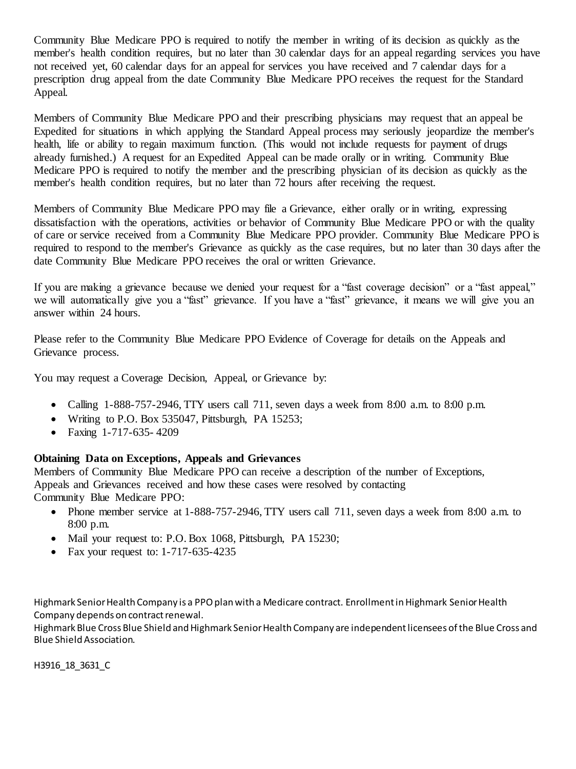Community Blue Medicare PPO is required to notify the member in writing of its decision as quickly as the member's health condition requires, but no later than 30 calendar days for an appeal regarding services you have not received yet, 60 calendar days for an appeal for services you have received and 7 calendar days for a prescription drug appeal from the date Community Blue Medicare PPO receives the request for the Standard Appeal.

Members of Community Blue Medicare PPO and their prescribing physicians may request that an appeal be Expedited for situations in which applying the Standard Appeal process may seriously jeopardize the member's health, life or ability to regain maximum function. (This would not include requests for payment of drugs already furnished.) A request for an Expedited Appeal can be made orally or in writing. Community Blue Medicare PPO is required to notify the member and the prescribing physician of its decision as quickly as the member's health condition requires, but no later than 72 hours after receiving the request.

Members of Community Blue Medicare PPO may file a Grievance, either orally or in writing, expressing dissatisfaction with the operations, activities or behavior of Community Blue Medicare PPO or with the quality of care or service received from a Community Blue Medicare PPO provider. Community Blue Medicare PPO is required to respond to the member's Grievance as quickly as the case requires, but no later than 30 days after the date Community Blue Medicare PPO receives the oral or written Grievance.

If you are making a grievance because we denied your request for a "fast coverage decision" or a "fast appeal," we will automatically give you a "fast" grievance. If you have a "fast" grievance, it means we will give you an answer within 24 hours.

Please refer to the Community Blue Medicare PPO Evidence of Coverage for details on the Appeals and Grievance process.

You may request a Coverage Decision, Appeal, or Grievance by:

- Calling 1-888-757-2946, TTY users call 711, seven days a week from 8:00 a.m. to 8:00 p.m.
- Writing to P.O. Box 535047, Pittsburgh, PA 15253;
- Faxing 1-717-635- 4209

**Obtaining Data on Exceptions, Appeals and Grievances**

Members of Community Blue Medicare PPO can receive a description of the number of Exceptions, Appeals and Grievances received and how these cases were resolved by contacting Community Blue Medicare PPO:

- Phone member service at 1-888-757-2946, TTY users call 711, seven days a week from 8:00 a.m. to 8:00 p.m.
- Mail your request to: P.O. Box 1068, Pittsburgh, PA 15230;
- Fax your request to: 1-717-635-4235

Highmark Senior Health Company is a PPO plan with a Medicare contract. Enrollment in Highmark Senior Health Company depends on contract renewal.
Highmark Blue Cross Blue Shield and Highmark Senior Health Company are independent licensees of the Blue Cross and Blue Shield Association.

H3916_18_3631_C